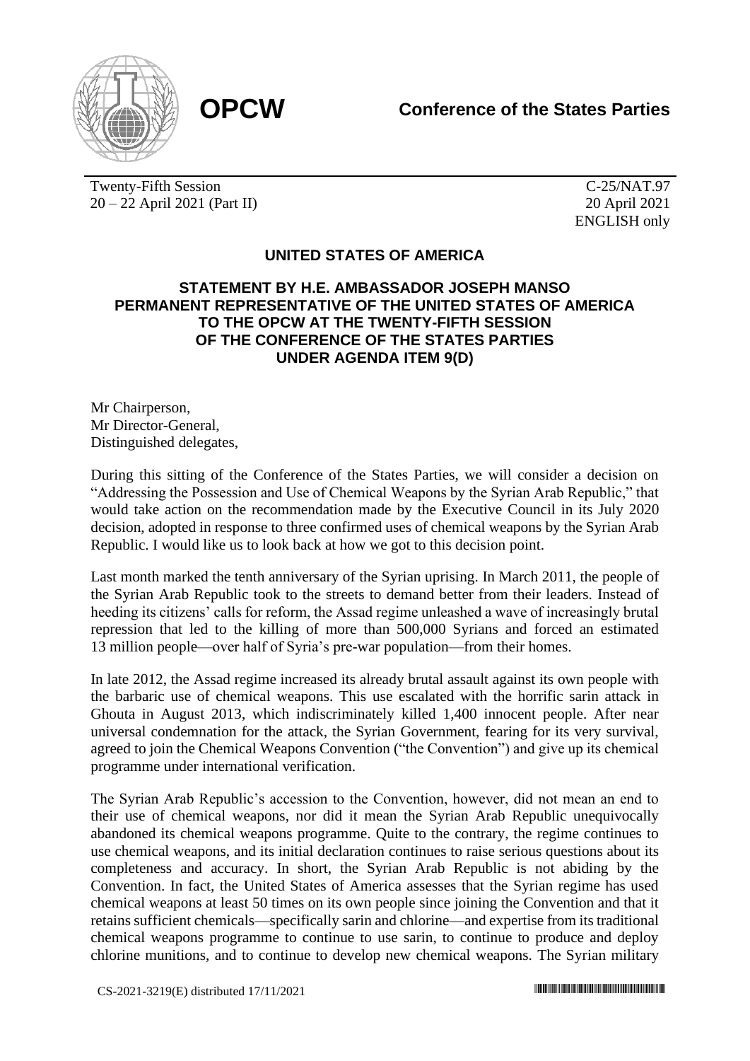**OPCW** **Conference of the States Parties**

Twenty-Fifth Session
20 – 22 April 2021 (Part II)

C-25/NAT.97
20 April 2021
ENGLISH only

## UNITED STATES OF AMERICA

### STATEMENT BY H.E. AMBASSADOR JOSEPH MANSO PERMANENT REPRESENTATIVE OF THE UNITED STATES OF AMERICA TO THE OPCW AT THE TWENTY-FIFTH SESSION OF THE CONFERENCE OF THE STATES PARTIES UNDER AGENDA ITEM 9(D)

Mr Chairperson,
Mr Director-General,
Distinguished delegates,

During this sitting of the Conference of the States Parties, we will consider a decision on "Addressing the Possession and Use of Chemical Weapons by the Syrian Arab Republic," that would take action on the recommendation made by the Executive Council in its July 2020 decision, adopted in response to three confirmed uses of chemical weapons by the Syrian Arab Republic. I would like us to look back at how we got to this decision point.

Last month marked the tenth anniversary of the Syrian uprising. In March 2011, the people of the Syrian Arab Republic took to the streets to demand better from their leaders. Instead of heeding its citizens' calls for reform, the Assad regime unleashed a wave of increasingly brutal repression that led to the killing of more than 500,000 Syrians and forced an estimated 13 million people—over half of Syria's pre-war population—from their homes.

In late 2012, the Assad regime increased its already brutal assault against its own people with the barbaric use of chemical weapons. This use escalated with the horrific sarin attack in Ghouta in August 2013, which indiscriminately killed 1,400 innocent people. After near universal condemnation for the attack, the Syrian Government, fearing for its very survival, agreed to join the Chemical Weapons Convention ("the Convention") and give up its chemical programme under international verification.

The Syrian Arab Republic's accession to the Convention, however, did not mean an end to their use of chemical weapons, nor did it mean the Syrian Arab Republic unequivocally abandoned its chemical weapons programme. Quite to the contrary, the regime continues to use chemical weapons, and its initial declaration continues to raise serious questions about its completeness and accuracy. In short, the Syrian Arab Republic is not abiding by the Convention. In fact, the United States of America assesses that the Syrian regime has used chemical weapons at least 50 times on its own people since joining the Convention and that it retains sufficient chemicals—specifically sarin and chlorine—and expertise from its traditional chemical weapons programme to continue to use sarin, to continue to produce and deploy chlorine munitions, and to continue to develop new chemical weapons. The Syrian military

CS-2021-3219(E) distributed 17/11/2021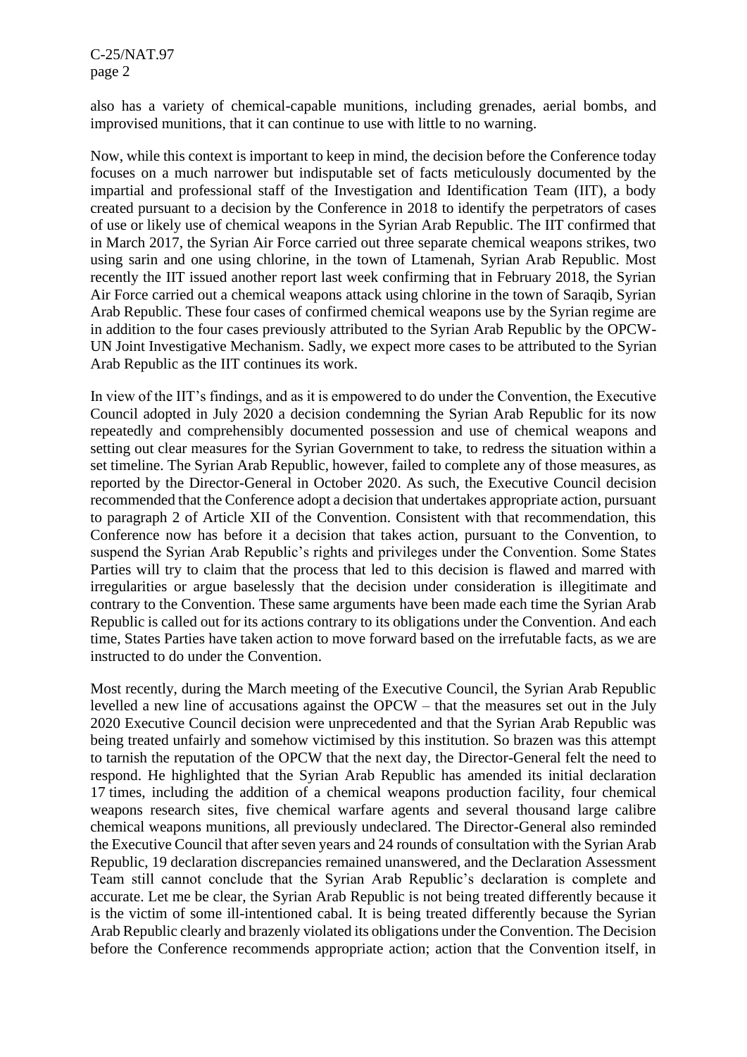also has a variety of chemical-capable munitions, including grenades, aerial bombs, and improvised munitions, that it can continue to use with little to no warning.

Now, while this context is important to keep in mind, the decision before the Conference today focuses on a much narrower but indisputable set of facts meticulously documented by the impartial and professional staff of the Investigation and Identification Team (IIT), a body created pursuant to a decision by the Conference in 2018 to identify the perpetrators of cases of use or likely use of chemical weapons in the Syrian Arab Republic. The IIT confirmed that in March 2017, the Syrian Air Force carried out three separate chemical weapons strikes, two using sarin and one using chlorine, in the town of Ltamenah, Syrian Arab Republic. Most recently the IIT issued another report last week confirming that in February 2018, the Syrian Air Force carried out a chemical weapons attack using chlorine in the town of Saraqib, Syrian Arab Republic. These four cases of confirmed chemical weapons use by the Syrian regime are in addition to the four cases previously attributed to the Syrian Arab Republic by the OPCW-UN Joint Investigative Mechanism. Sadly, we expect more cases to be attributed to the Syrian Arab Republic as the IIT continues its work.

In view of the IIT's findings, and as it is empowered to do under the Convention, the Executive Council adopted in July 2020 a decision condemning the Syrian Arab Republic for its now repeatedly and comprehensibly documented possession and use of chemical weapons and setting out clear measures for the Syrian Government to take, to redress the situation within a set timeline. The Syrian Arab Republic, however, failed to complete any of those measures, as reported by the Director-General in October 2020. As such, the Executive Council decision recommended that the Conference adopt a decision that undertakes appropriate action, pursuant to paragraph 2 of Article XII of the Convention. Consistent with that recommendation, this Conference now has before it a decision that takes action, pursuant to the Convention, to suspend the Syrian Arab Republic's rights and privileges under the Convention. Some States Parties will try to claim that the process that led to this decision is flawed and marred with irregularities or argue baselessly that the decision under consideration is illegitimate and contrary to the Convention. These same arguments have been made each time the Syrian Arab Republic is called out for its actions contrary to its obligations under the Convention. And each time, States Parties have taken action to move forward based on the irrefutable facts, as we are instructed to do under the Convention.

Most recently, during the March meeting of the Executive Council, the Syrian Arab Republic levelled a new line of accusations against the OPCW – that the measures set out in the July 2020 Executive Council decision were unprecedented and that the Syrian Arab Republic was being treated unfairly and somehow victimised by this institution. So brazen was this attempt to tarnish the reputation of the OPCW that the next day, the Director-General felt the need to respond. He highlighted that the Syrian Arab Republic has amended its initial declaration 17 times, including the addition of a chemical weapons production facility, four chemical weapons research sites, five chemical warfare agents and several thousand large calibre chemical weapons munitions, all previously undeclared. The Director-General also reminded the Executive Council that after seven years and 24 rounds of consultation with the Syrian Arab Republic, 19 declaration discrepancies remained unanswered, and the Declaration Assessment Team still cannot conclude that the Syrian Arab Republic's declaration is complete and accurate. Let me be clear, the Syrian Arab Republic is not being treated differently because it is the victim of some ill-intentioned cabal. It is being treated differently because the Syrian Arab Republic clearly and brazenly violated its obligations under the Convention. The Decision before the Conference recommends appropriate action; action that the Convention itself, in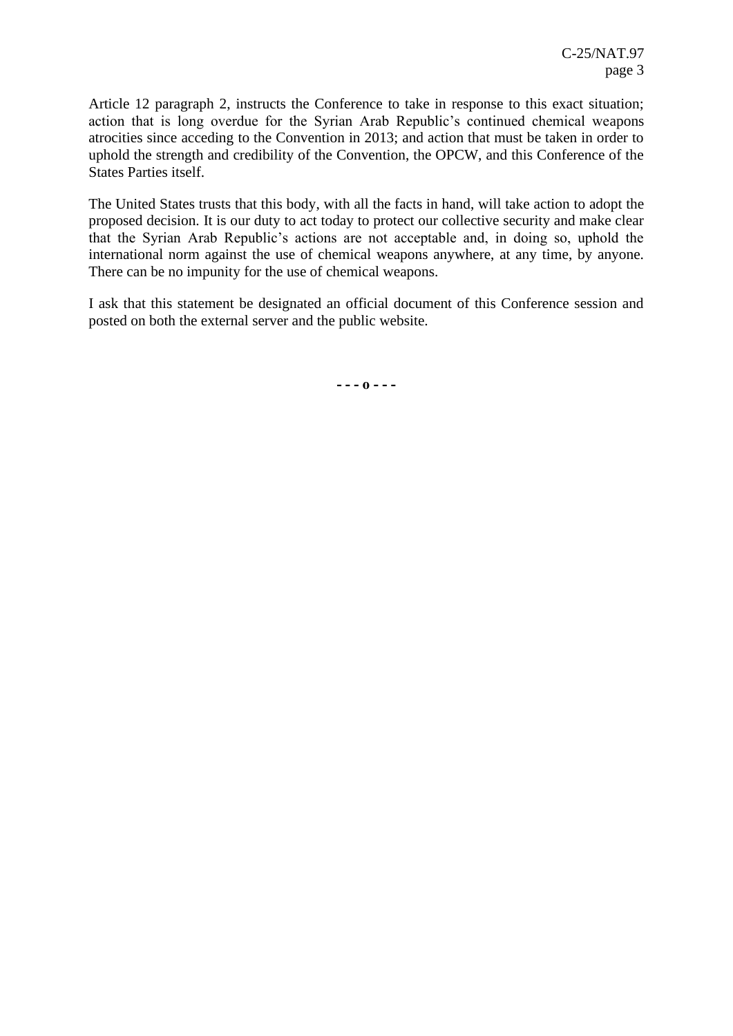Article 12 paragraph 2, instructs the Conference to take in response to this exact situation; action that is long overdue for the Syrian Arab Republic's continued chemical weapons atrocities since acceding to the Convention in 2013; and action that must be taken in order to uphold the strength and credibility of the Convention, the OPCW, and this Conference of the States Parties itself.

The United States trusts that this body, with all the facts in hand, will take action to adopt the proposed decision. It is our duty to act today to protect our collective security and make clear that the Syrian Arab Republic's actions are not acceptable and, in doing so, uphold the international norm against the use of chemical weapons anywhere, at any time, by anyone. There can be no impunity for the use of chemical weapons.

I ask that this statement be designated an official document of this Conference session and posted on both the external server and the public website.

**- - - o - - -**